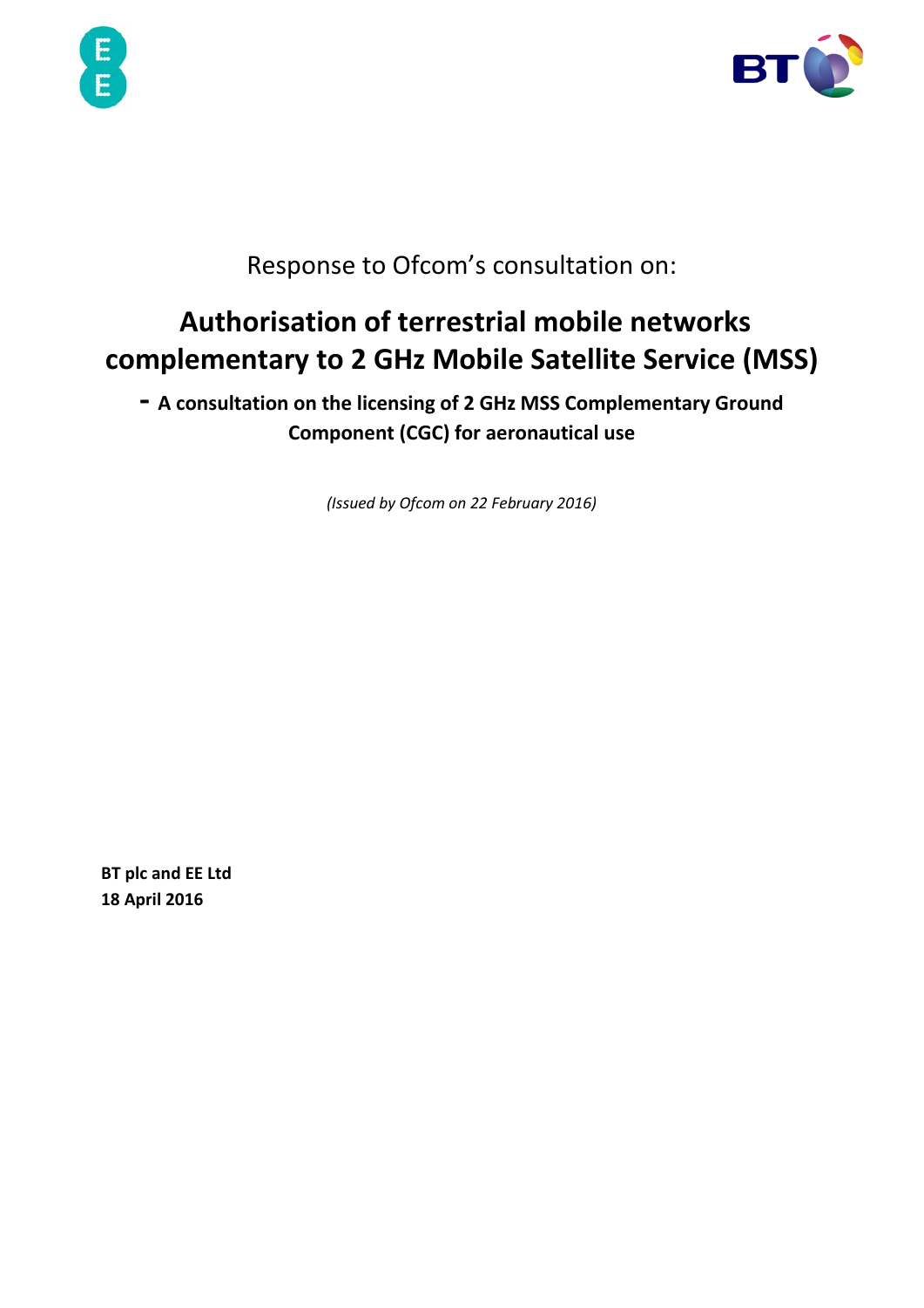Response to Ofcom's consultation on:

# Authorisation of terrestrial mobile networks complementary to 2 GHz Mobile Satellite Service (MSS)

## - A consultation on the licensing of 2 GHz MSS Complementary Ground Component (CGC) for aeronautical use

*(Issued by Ofcom on 22 February 2016)*

**BT plc and EE Ltd**
**18 April 2016**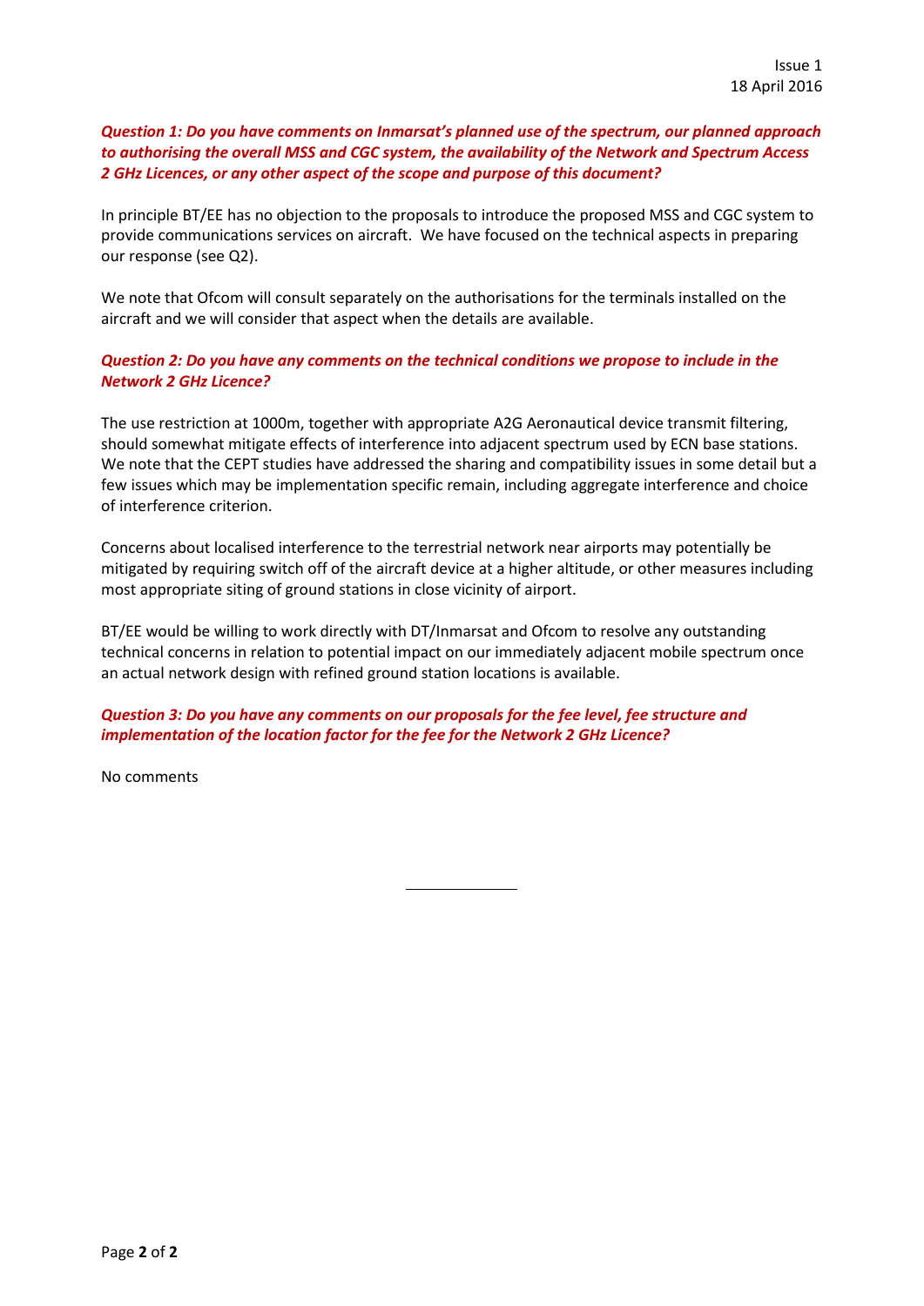Issue 1
18 April 2016

***Question 1: Do you have comments on Inmarsat's planned use of the spectrum, our planned approach to authorising the overall MSS and CGC system, the availability of the Network and Spectrum Access 2 GHz Licences, or any other aspect of the scope and purpose of this document?***

In principle BT/EE has no objection to the proposals to introduce the proposed MSS and CGC system to provide communications services on aircraft. We have focused on the technical aspects in preparing our response (see Q2).

We note that Ofcom will consult separately on the authorisations for the terminals installed on the aircraft and we will consider that aspect when the details are available.

***Question 2: Do you have any comments on the technical conditions we propose to include in the Network 2 GHz Licence?***

The use restriction at 1000m, together with appropriate A2G Aeronautical device transmit filtering, should somewhat mitigate effects of interference into adjacent spectrum used by ECN base stations. We note that the CEPT studies have addressed the sharing and compatibility issues in some detail but a few issues which may be implementation specific remain, including aggregate interference and choice of interference criterion.

Concerns about localised interference to the terrestrial network near airports may potentially be mitigated by requiring switch off of the aircraft device at a higher altitude, or other measures including most appropriate siting of ground stations in close vicinity of airport.

BT/EE would be willing to work directly with DT/Inmarsat and Ofcom to resolve any outstanding technical concerns in relation to potential impact on our immediately adjacent mobile spectrum once an actual network design with refined ground station locations is available.

***Question 3: Do you have any comments on our proposals for the fee level, fee structure and implementation of the location factor for the fee for the Network 2 GHz Licence?***

No comments